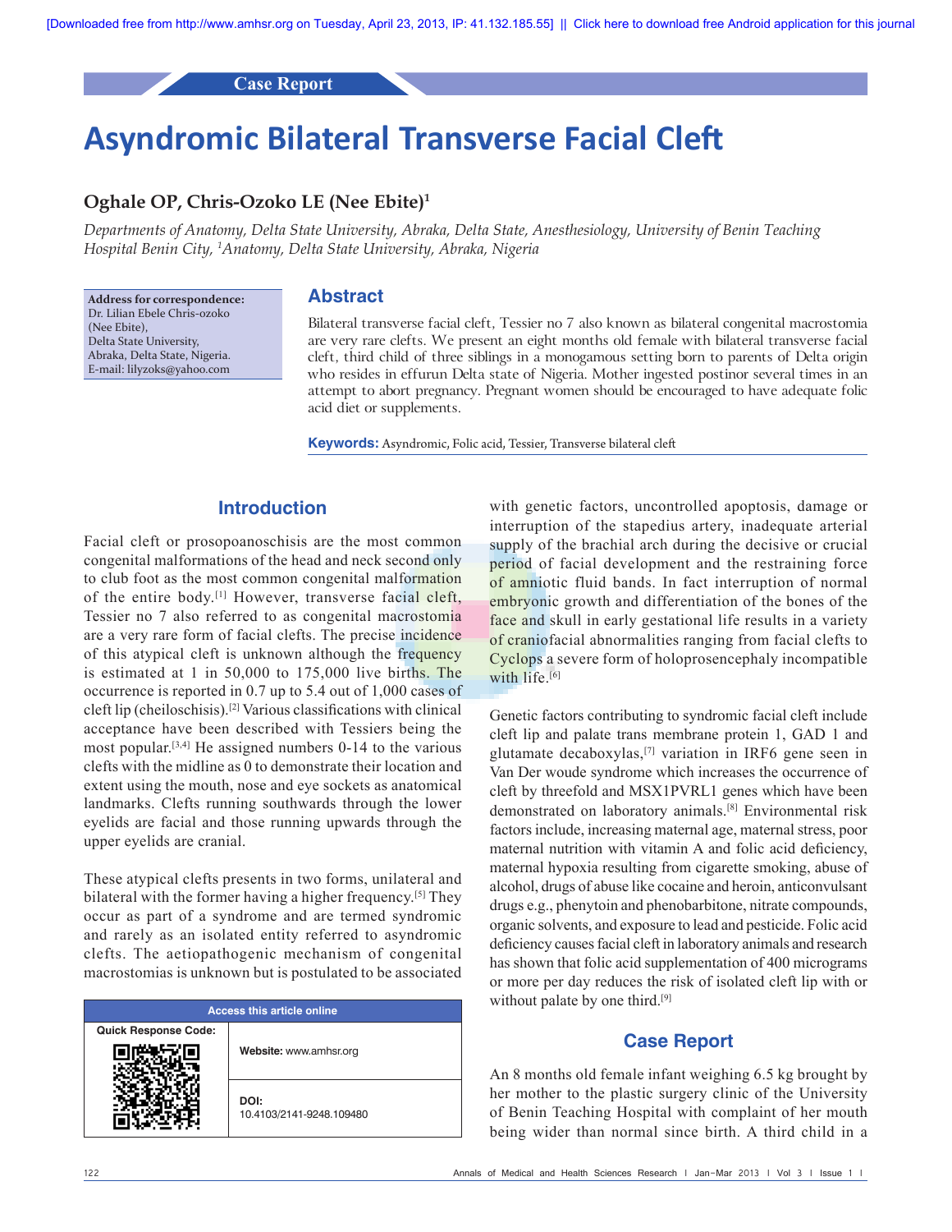Case Report

# Asyndromic Bilateral Transverse Facial Cleft

## Oghale OP, Chris-Ozoko LE (Nee Ebite)[1]

*Departments of Anatomy, Delta State University, Abraka, Delta State, Anesthesiology, University of Benin Teaching Hospital Benin City, [1]Anatomy, Delta State University, Abraka, Nigeria*

**Address for correspondence:**
Dr. Lilian Ebele Chris-ozoko (Nee Ebite),
Delta State University,
Abraka, Delta State, Nigeria.
E-mail: lilyzoks@yahoo.com

## Abstract

Bilateral transverse facial cleft, Tessier no 7 also known as bilateral congenital macrostomia are very rare clefts. We present an eight months old female with bilateral transverse facial cleft, third child of three siblings in a monogamous setting born to parents of Delta origin who resides in effurun Delta state of Nigeria. Mother ingested postinor several times in an attempt to abort pregnancy. Pregnant women should be encouraged to have adequate folic acid diet or supplements.

**Keywords:** Asyndromic, Folic acid, Tessier, Transverse bilateral cleft

## Introduction

Facial cleft or prosopoanoschisis are the most common congenital malformations of the head and neck second only to club foot as the most common congenital malformation of the entire body.[1] However, transverse facial cleft, Tessier no 7 also referred to as congenital macrostomia are a very rare form of facial clefts. The precise incidence of this atypical cleft is unknown although the frequency is estimated at 1 in 50,000 to 175,000 live births. The occurrence is reported in 0.7 up to 5.4 out of 1,000 cases of cleft lip (cheiloschisis).[2] Various classifications with clinical acceptance have been described with Tessiers being the most popular.[3,4] He assigned numbers 0-14 to the various clefts with the midline as 0 to demonstrate their location and extent using the mouth, nose and eye sockets as anatomical landmarks. Clefts running southwards through the lower eyelids are facial and those running upwards through the upper eyelids are cranial.

These atypical clefts presents in two forms, unilateral and bilateral with the former having a higher frequency.[5] They occur as part of a syndrome and are termed syndromic and rarely as an isolated entity referred to asyndromic clefts. The aetiopathogenic mechanism of congenital macrostomias is unknown but is postulated to be associated with genetic factors, uncontrolled apoptosis, damage or interruption of the stapedius artery, inadequate arterial supply of the brachial arch during the decisive or crucial period of facial development and the restraining force of amniotic fluid bands. In fact interruption of normal embryonic growth and differentiation of the bones of the face and skull in early gestational life results in a variety of craniofacial abnormalities ranging from facial clefts to Cyclops a severe form of holoprosencephaly incompatible with life.[6]

Genetic factors contributing to syndromic facial cleft include cleft lip and palate trans membrane protein 1, GAD 1 and glutamate decaboxylas,[7] variation in IRF6 gene seen in Van Der woude syndrome which increases the occurrence of cleft by threefold and MSX1PVRL1 genes which have been demonstrated on laboratory animals.[8] Environmental risk factors include, increasing maternal age, maternal stress, poor maternal nutrition with vitamin A and folic acid deficiency, maternal hypoxia resulting from cigarette smoking, abuse of alcohol, drugs of abuse like cocaine and heroin, anticonvulsant drugs e.g., phenytoin and phenobarbitone, nitrate compounds, organic solvents, and exposure to lead and pesticide. Folic acid deficiency causes facial cleft in laboratory animals and research has shown that folic acid supplementation of 400 micrograms or more per day reduces the risk of isolated cleft lip with or without palate by one third.[9]

## Case Report

An 8 months old female infant weighing 6.5 kg brought by her mother to the plastic surgery clinic of the University of Benin Teaching Hospital with complaint of her mouth being wider than normal since birth. A third child in a

| Access this article online | |
|---|---|
| Quick Response Code: | **Website:** www.amhsr.org |
| | **DOI:** 10.4103/2141-9248.109480 |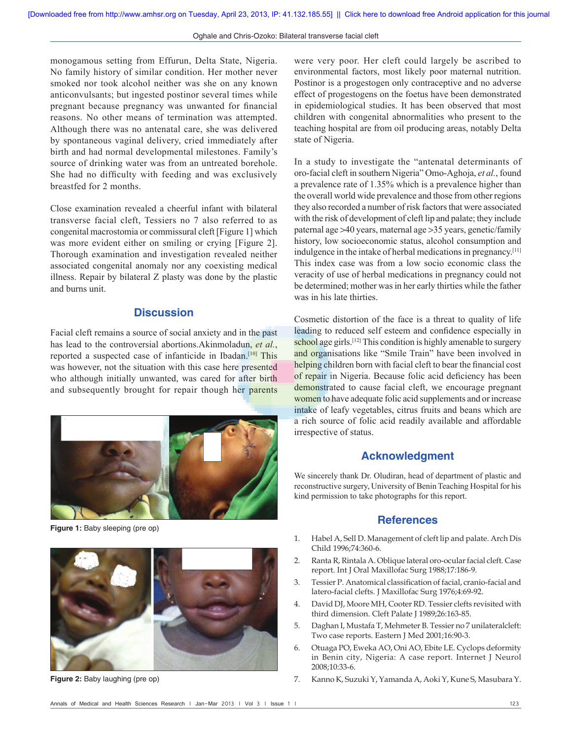monogamous setting from Effurun, Delta State, Nigeria. No family history of similar condition. Her mother never smoked nor took alcohol neither was she on any known anticonvulsants; but ingested postinor several times while pregnant because pregnancy was unwanted for financial reasons. No other means of termination was attempted. Although there was no antenatal care, she was delivered by spontaneous vaginal delivery, cried immediately after birth and had normal developmental milestones. Family's source of drinking water was from an untreated borehole. She had no difficulty with feeding and was exclusively breastfed for 2 months.

Close examination revealed a cheerful infant with bilateral transverse facial cleft, Tessiers no 7 also referred to as congenital macrostomia or commissural cleft [Figure 1] which was more evident either on smiling or crying [Figure 2]. Thorough examination and investigation revealed neither associated congenital anomaly nor any coexisting medical illness. Repair by bilateral Z plasty was done by the plastic and burns unit.

## Discussion

Facial cleft remains a source of social anxiety and in the past has lead to the controversial abortions.Akinmoladun, *et al.*, reported a suspected case of infanticide in Ibadan.[10] This was however, not the situation with this case here presented who although initially unwanted, was cared for after birth and subsequently brought for repair though her parents were very poor. Her cleft could largely be ascribed to environmental factors, most likely poor maternal nutrition. Postinor is a progestogen only contraceptive and no adverse effect of progestogens on the foetus have been demonstrated in epidemiological studies. It has been observed that most children with congenital abnormalities who present to the teaching hospital are from oil producing areas, notably Delta state of Nigeria.

**Figure 1:** Baby sleeping (pre op)

**Figure 2:** Baby laughing (pre op)

In a study to investigate the "antenatal determinants of oro-facial cleft in southern Nigeria" Omo-Aghoja, *et al.*, found a prevalence rate of 1.35% which is a prevalence higher than the overall world wide prevalence and those from other regions they also recorded a number of risk factors that were associated with the risk of development of cleft lip and palate; they include paternal age >40 years, maternal age >35 years, genetic/family history, low socioeconomic status, alcohol consumption and indulgence in the intake of herbal medications in pregnancy.[11] This index case was from a low socio economic class the veracity of use of herbal medications in pregnancy could not be determined; mother was in her early thirties while the father was in his late thirties.

Cosmetic distortion of the face is a threat to quality of life leading to reduced self esteem and confidence especially in school age girls.[12] This condition is highly amenable to surgery and organisations like "Smile Train" have been involved in helping children born with facial cleft to bear the financial cost of repair in Nigeria. Because folic acid deficiency has been demonstrated to cause facial cleft, we encourage pregnant women to have adequate folic acid supplements and or increase intake of leafy vegetables, citrus fruits and beans which are a rich source of folic acid readily available and affordable irrespective of status.

## Acknowledgment

We sincerely thank Dr. Oludiran, head of department of plastic and reconstructive surgery, University of Benin Teaching Hospital for his kind permission to take photographs for this report.

## References

1. Habel A, Sell D. Management of cleft lip and palate. Arch Dis Child 1996;74:360-6.
2. Ranta R, Rintala A. Oblique lateral oro-ocular facial cleft. Case report. Int J Oral Maxillofac Surg 1988;17:186-9.
3. Tessier P. Anatomical classification of facial, cranio-facial and latero-facial clefts. J Maxillofac Surg 1976;4:69-92.
4. David DJ, Moore MH, Cooter RD. Tessier clefts revisited with third dimension. Cleft Palate J 1989;26:163-85.
5. Daghan I, Mustafa T, Mehmeter B. Tessier no 7 unilateralcleft: Two case reports. Eastern J Med 2001;16:90-3.
6. Otuaga PO, Eweka AO, Oni AO, Ebite LE. Cyclops deformity in Benin city, Nigeria: A case report. Internet J Neurol 2008;10:33-6.
7. Kanno K, Suzuki Y, Yamanda A, Aoki Y, Kune S, Masubara Y.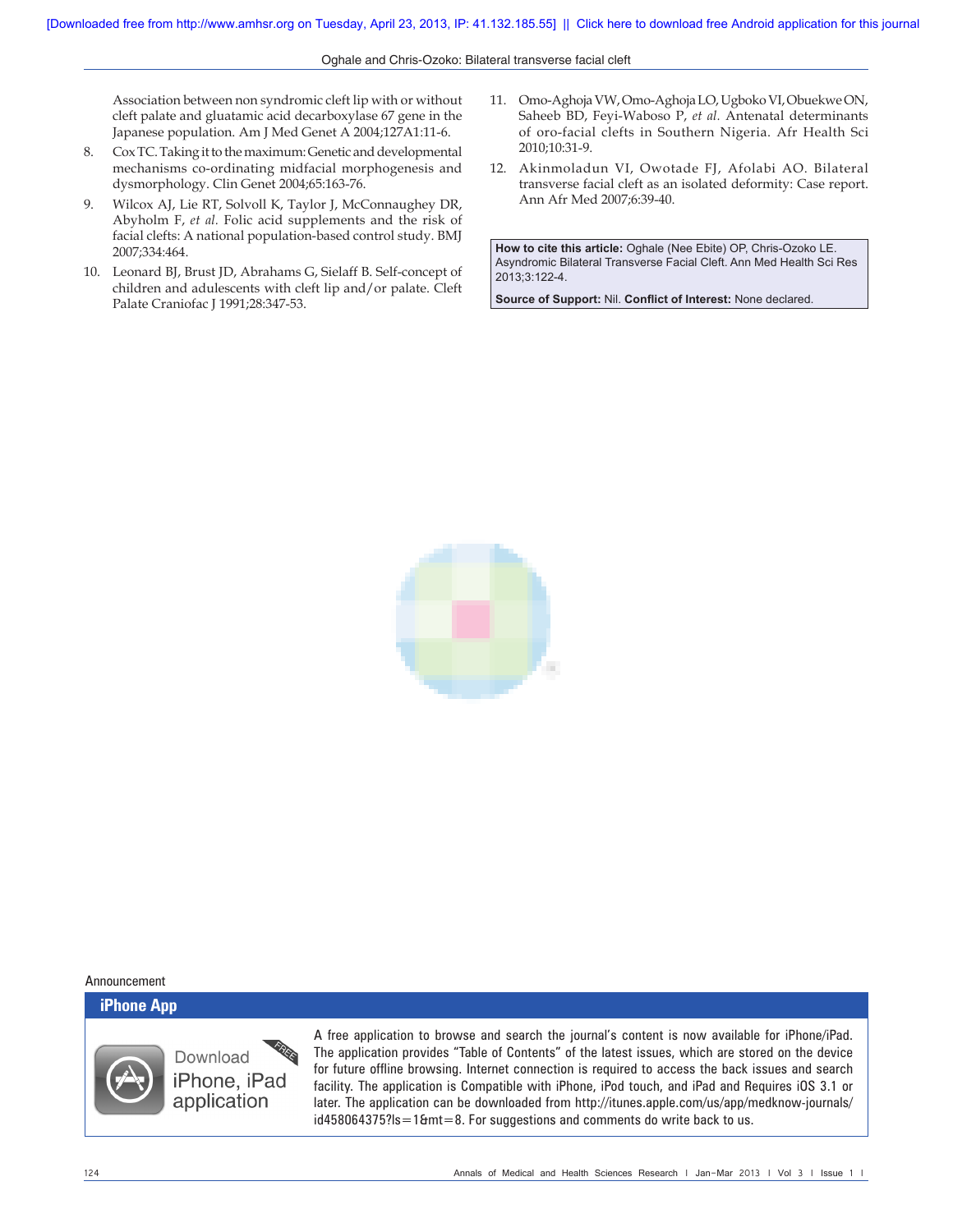Association between non syndromic cleft lip with or without cleft palate and gluatamic acid decarboxylase 67 gene in the Japanese population. Am J Med Genet A 2004;127A1:11-6.

8. Cox TC. Taking it to the maximum: Genetic and developmental mechanisms co-ordinating midfacial morphogenesis and dysmorphology. Clin Genet 2004;65:163-76.
9. Wilcox AJ, Lie RT, Solvoll K, Taylor J, McConnaughey DR, Abyholm F, *et al*. Folic acid supplements and the risk of facial clefts: A national population-based control study. BMJ 2007;334:464.
10. Leonard BJ, Brust JD, Abrahams G, Sielaff B. Self-concept of children and adulescents with cleft lip and/or palate. Cleft Palate Craniofac J 1991;28:347-53.
11. Omo-Aghoja VW, Omo-Aghoja LO, Ugboko VI, Obuekwe ON, Saheeb BD, Feyi-Waboso P, *et al*. Antenatal determinants of oro-facial clefts in Southern Nigeria. Afr Health Sci 2010;10:31-9.
12. Akinmoladun VI, Owotade FJ, Afolabi AO. Bilateral transverse facial cleft as an isolated deformity: Case report. Ann Afr Med 2007;6:39-40.

**How to cite this article:** Oghale (Nee Ebite) OP, Chris-Ozoko LE. Asyndromic Bilateral Transverse Facial Cleft. Ann Med Health Sci Res 2013;3:122-4.

**Source of Support:** Nil. **Conflict of Interest:** None declared.

Announcement

## iPhone App

Download iPhone, iPad application FREE

A free application to browse and search the journal's content is now available for iPhone/iPad. The application provides "Table of Contents" of the latest issues, which are stored on the device for future offline browsing. Internet connection is required to access the back issues and search facility. The application is Compatible with iPhone, iPod touch, and iPad and Requires iOS 3.1 or later. The application can be downloaded from http://itunes.apple.com/us/app/medknow-journals/id458064375?ls=1&mt=8. For suggestions and comments do write back to us.